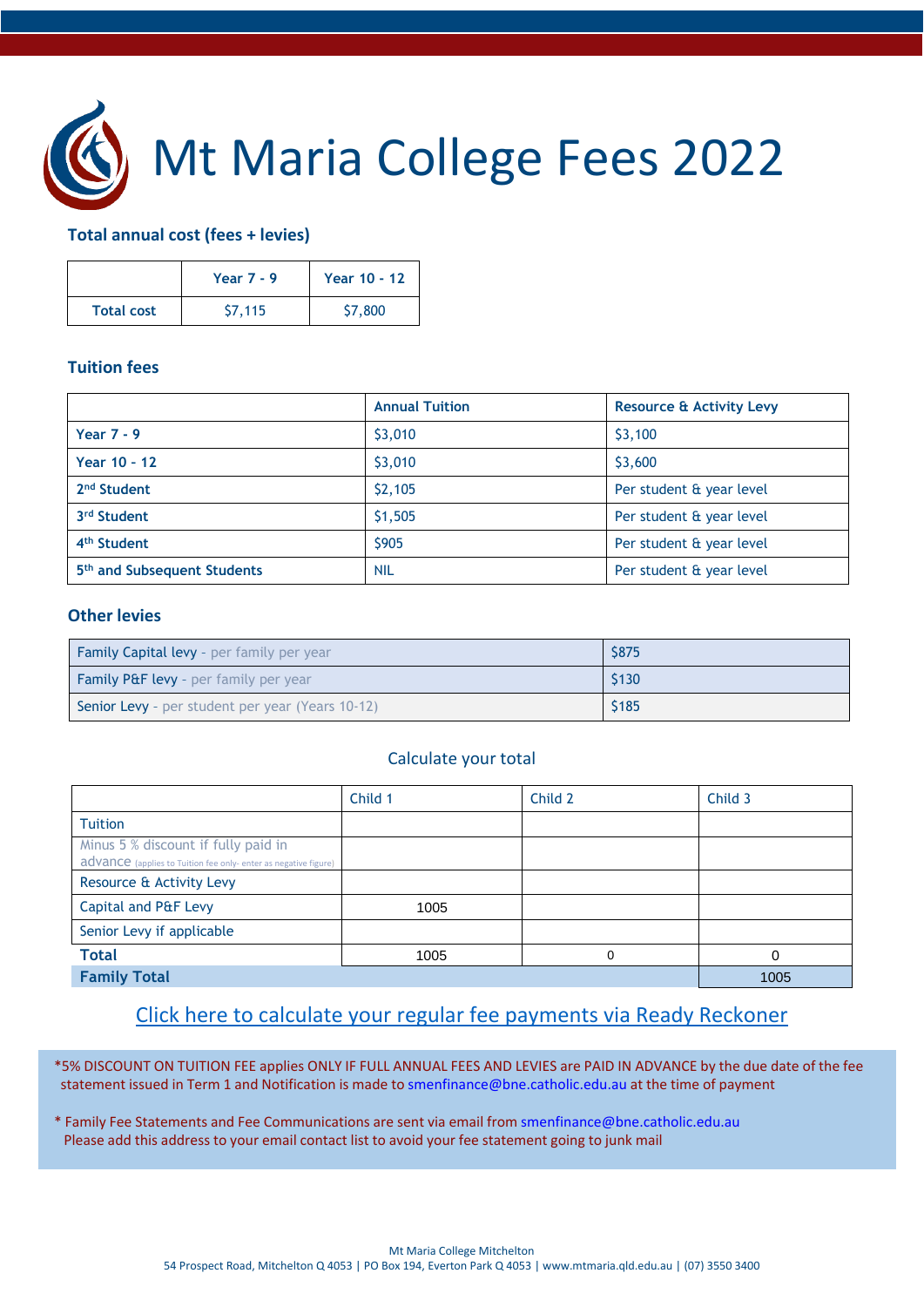# Mt Maria College Fees 2022

### Total annual cost (fees + levies)

| | Year 7 - 9 | Year 10 - 12 |
|---|---|---|
| Total cost | $7,115 | $7,800 |

### Tuition fees

| | Annual Tuition | Resource & Activity Levy |
|---|---|---|
| Year 7 - 9 | $3,010 | $3,100 |
| Year 10 - 12 | $3,010 | $3,600 |
| 2nd Student | $2,105 | Per student & year level |
| 3rd Student | $1,505 | Per student & year level |
| 4th Student | $905 | Per student & year level |
| 5th and Subsequent Students | NIL | Per student & year level |

### Other levies

| | |
|---|---|
| Family Capital levy - per family per year | $875 |
| Family P&F levy - per family per year | $130 |
| Senior Levy - per student per year (Years 10-12) | $185 |

Calculate your total

| | Child 1 | Child 2 | Child 3 |
|---|---|---|---|
| Tuition | | | |
| Minus 5 % discount if fully paid in advance (applies to Tuition fee only- enter as negative figure) | | | |
| Resource & Activity Levy | | | |
| Capital and P&F Levy | 1005 | | |
| Senior Levy if applicable | | | |
| **Total** | 1005 | 0 | 0 |
| **Family Total** | | | 1005 |

Click here to calculate your regular fee payments via Ready Reckoner

*5% DISCOUNT ON TUITION FEE applies ONLY IF FULL ANNUAL FEES AND LEVIES are PAID IN ADVANCE by the due date of the fee statement issued in Term 1 and Notification is made to smenfinance@bne.catholic.edu.au at the time of payment

* Family Fee Statements and Fee Communications are sent via email from smenfinance@bne.catholic.edu.au
Please add this address to your email contact list to avoid your fee statement going to junk mail

Mt Maria College Mitchelton
54 Prospect Road, Mitchelton Q 4053 | PO Box 194, Everton Park Q 4053 | www.mtmaria.qld.edu.au | (07) 3550 3400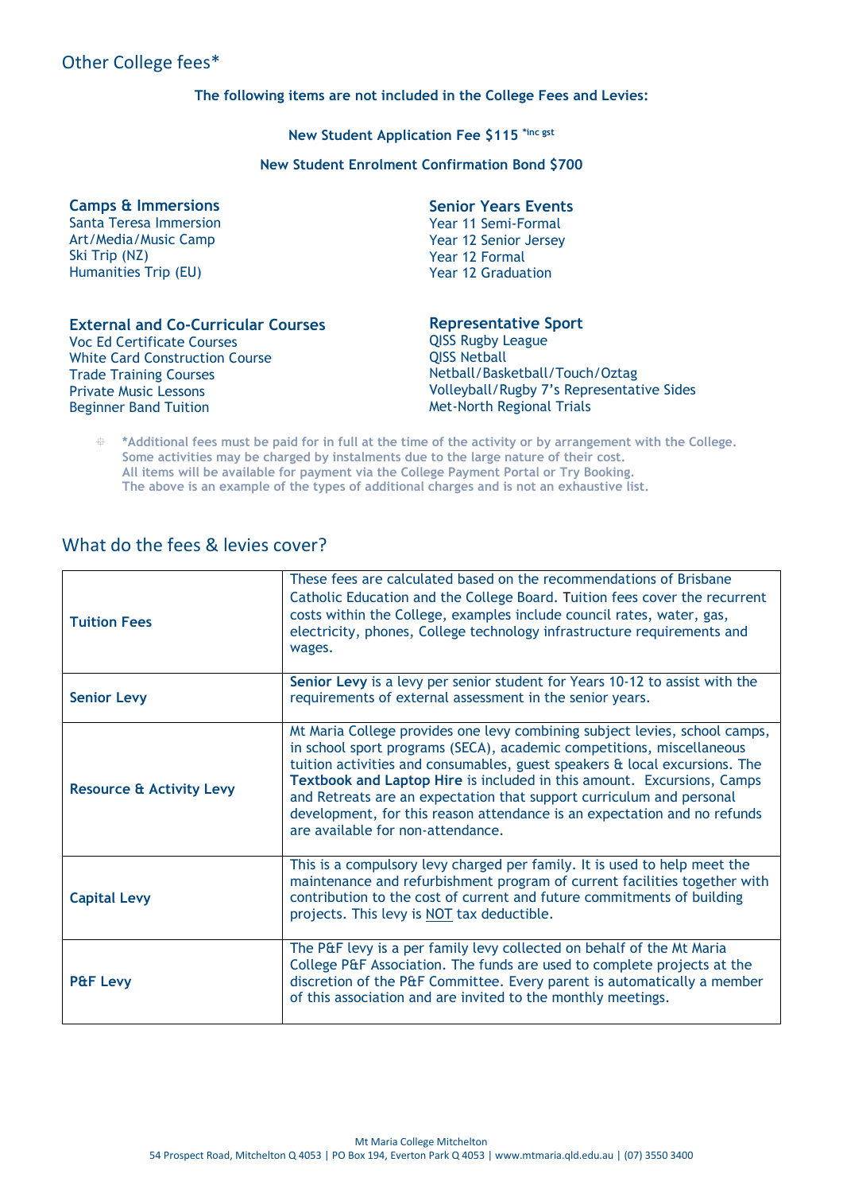## Other College fees*

**The following items are not included in the College Fees and Levies:**

**New Student Application Fee $115 *inc gst**

**New Student Enrolment Confirmation Bond $700**

### Camps & Immersions

Santa Teresa Immersion
Art/Media/Music Camp
Ski Trip (NZ)
Humanities Trip (EU)

### Senior Years Events

Year 11 Semi-Formal
Year 12 Senior Jersey
Year 12 Formal
Year 12 Graduation

### External and Co-Curricular Courses

Voc Ed Certificate Courses
White Card Construction Course
Trade Training Courses
Private Music Lessons
Beginner Band Tuition

### Representative Sport

QISS Rugby League
QISS Netball
Netball/Basketball/Touch/Oztag
Volleyball/Rugby 7's Representative Sides
Met-North Regional Trials

- **\*Additional fees must be paid for in full at the time of the activity or by arrangement with the College. Some activities may be charged by instalments due to the large nature of their cost. All items will be available for payment via the College Payment Portal or Try Booking. The above is an example of the types of additional charges and is not an exhaustive list.**

## What do the fees & levies cover?

| | |
|---|---|
| **Tuition Fees** | These fees are calculated based on the recommendations of Brisbane Catholic Education and the College Board. Tuition fees cover the recurrent costs within the College, examples include council rates, water, gas, electricity, phones, College technology infrastructure requirements and wages. |
| **Senior Levy** | **Senior Levy** is a levy per senior student for Years 10-12 to assist with the requirements of external assessment in the senior years. |
| **Resource & Activity Levy** | Mt Maria College provides one levy combining subject levies, school camps, in school sport programs (SECA), academic competitions, miscellaneous tuition activities and consumables, guest speakers & local excursions. The **Textbook and Laptop Hire** is included in this amount. Excursions, Camps and Retreats are an expectation that support curriculum and personal development, for this reason attendance is an expectation and no refunds are available for non-attendance. |
| **Capital Levy** | This is a compulsory levy charged per family. It is used to help meet the maintenance and refurbishment program of current facilities together with contribution to the cost of current and future commitments of building projects. This levy is <u>NOT</u> tax deductible. |
| **P&F Levy** | The P&F levy is a per family levy collected on behalf of the Mt Maria College P&F Association. The funds are used to complete projects at the discretion of the P&F Committee. Every parent is automatically a member of this association and are invited to the monthly meetings. |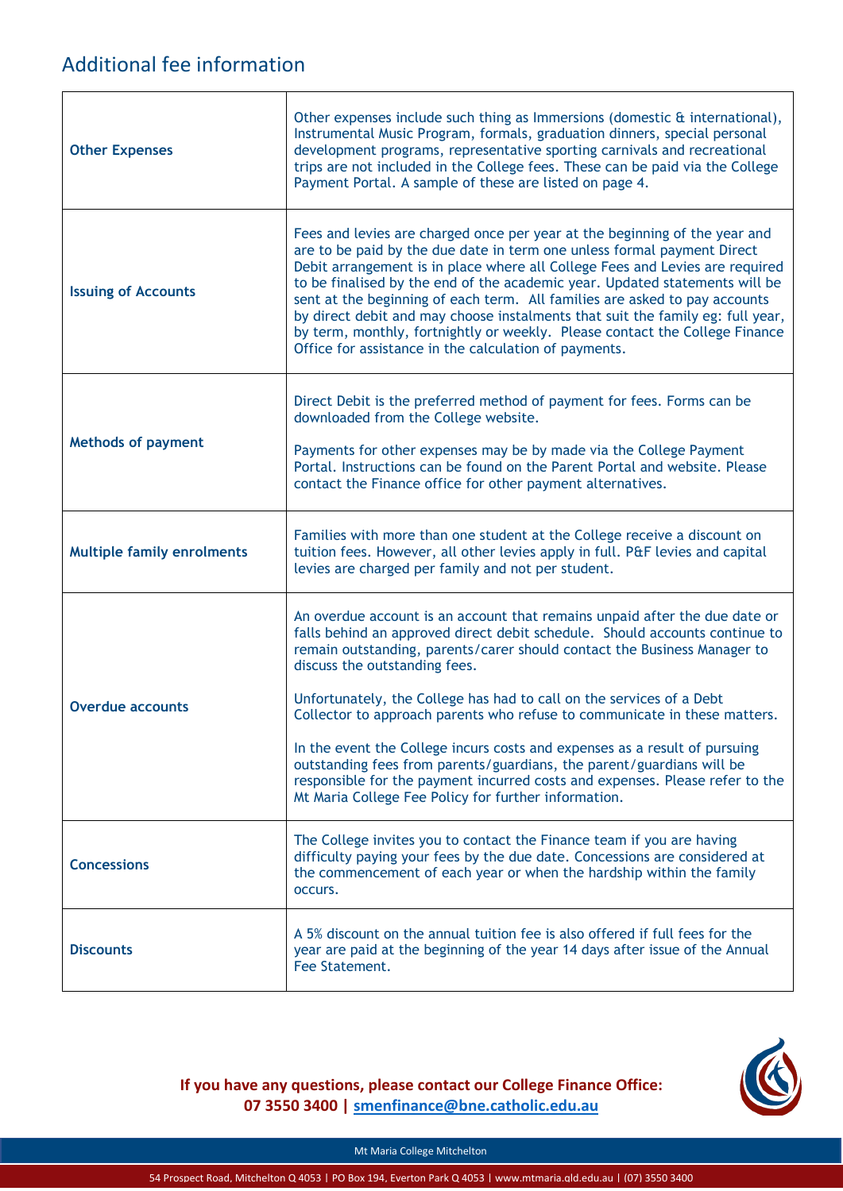## Additional fee information

| | |
|---|---|
| **Other Expenses** | Other expenses include such thing as Immersions (domestic & international), Instrumental Music Program, formals, graduation dinners, special personal development programs, representative sporting carnivals and recreational trips are not included in the College fees. These can be paid via the College Payment Portal. A sample of these are listed on page 4. |
| **Issuing of Accounts** | Fees and levies are charged once per year at the beginning of the year and are to be paid by the due date in term one unless formal payment Direct Debit arrangement is in place where all College Fees and Levies are required to be finalised by the end of the academic year. Updated statements will be sent at the beginning of each term. All families are asked to pay accounts by direct debit and may choose instalments that suit the family eg: full year, by term, monthly, fortnightly or weekly. Please contact the College Finance Office for assistance in the calculation of payments. |
| **Methods of payment** | Direct Debit is the preferred method of payment for fees. Forms can be downloaded from the College website.<br><br>Payments for other expenses may be by made via the College Payment Portal. Instructions can be found on the Parent Portal and website. Please contact the Finance office for other payment alternatives. |
| **Multiple family enrolments** | Families with more than one student at the College receive a discount on tuition fees. However, all other levies apply in full. P&F levies and capital levies are charged per family and not per student. |
| **Overdue accounts** | An overdue account is an account that remains unpaid after the due date or falls behind an approved direct debit schedule. Should accounts continue to remain outstanding, parents/carer should contact the Business Manager to discuss the outstanding fees.<br><br>Unfortunately, the College has had to call on the services of a Debt Collector to approach parents who refuse to communicate in these matters.<br><br>In the event the College incurs costs and expenses as a result of pursuing outstanding fees from parents/guardians, the parent/guardians will be responsible for the payment incurred costs and expenses. Please refer to the Mt Maria College Fee Policy for further information. |
| **Concessions** | The College invites you to contact the Finance team if you are having difficulty paying your fees by the due date. Concessions are considered at the commencement of each year or when the hardship within the family occurs. |
| **Discounts** | A 5% discount on the annual tuition fee is also offered if full fees for the year are paid at the beginning of the year 14 days after issue of the Annual Fee Statement. |

**If you have any questions, please contact our College Finance Office:**
**07 3550 3400 | smenfinance@bne.catholic.edu.au**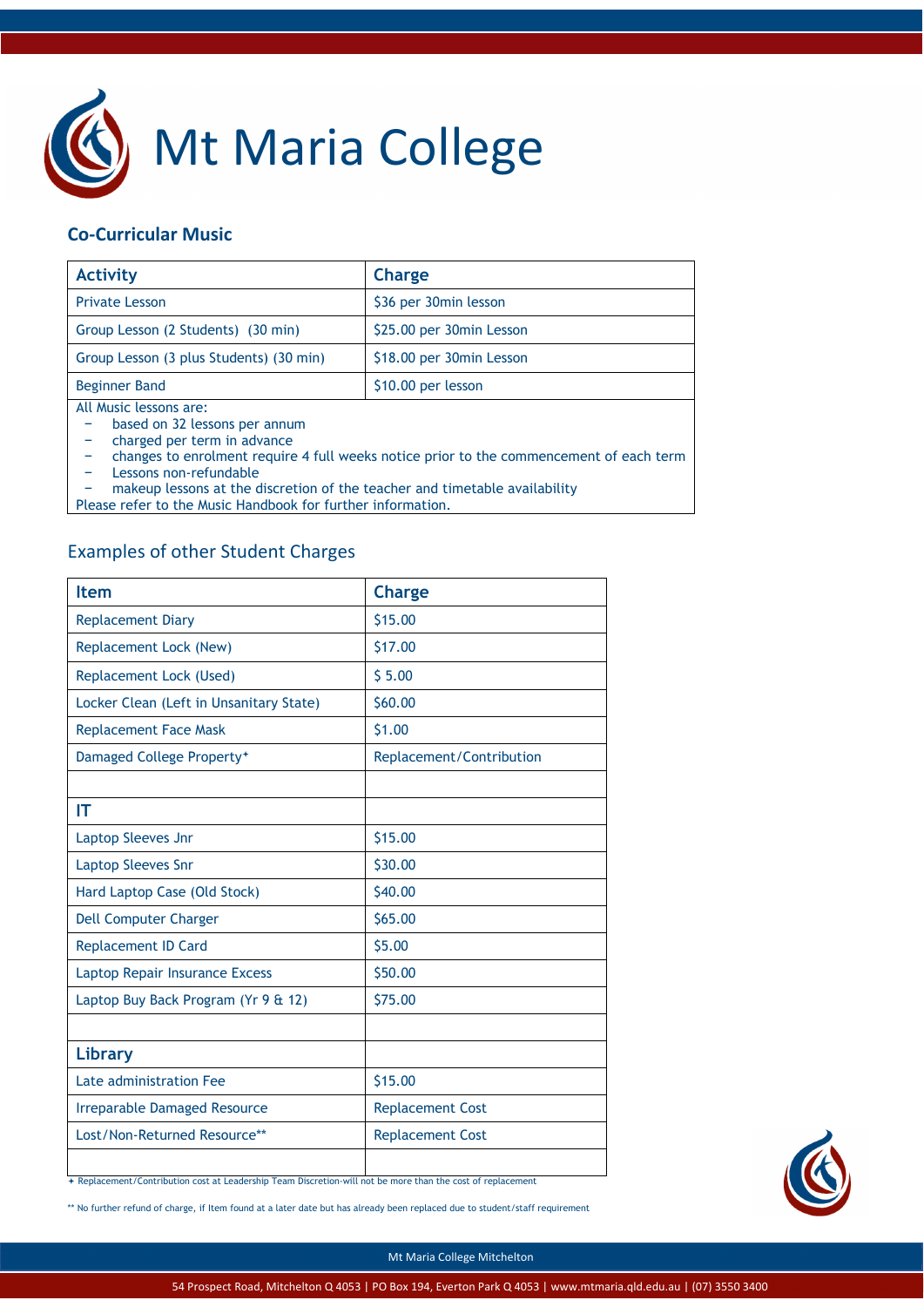# Mt Maria College

## Co-Curricular Music

| Activity | Charge |
|---|---|
| Private Lesson | $36 per 30min lesson |
| Group Lesson (2 Students) (30 min) | $25.00 per 30min Lesson |
| Group Lesson (3 plus Students) (30 min) | $18.00 per 30min Lesson |
| Beginner Band | $10.00 per lesson |

All Music lessons are:
- based on 32 lessons per annum
- charged per term in advance
- changes to enrolment require 4 full weeks notice prior to the commencement of each term
- Lessons non-refundable
- makeup lessons at the discretion of the teacher and timetable availability

Please refer to the Music Handbook for further information.

## Examples of other Student Charges

| Item | Charge |
|---|---|
| Replacement Diary | $15.00 |
| Replacement Lock (New) | $17.00 |
| Replacement Lock (Used) | $ 5.00 |
| Locker Clean (Left in Unsanitary State) | $60.00 |
| Replacement Face Mask | $1.00 |
| Damaged College Property+ | Replacement/Contribution |
| | |
| **IT** | |
| Laptop Sleeves Jnr | $15.00 |
| Laptop Sleeves Snr | $30.00 |
| Hard Laptop Case (Old Stock) | $40.00 |
| Dell Computer Charger | $65.00 |
| Replacement ID Card | $5.00 |
| Laptop Repair Insurance Excess | $50.00 |
| Laptop Buy Back Program (Yr 9 & 12) | $75.00 |
| | |
| **Library** | |
| Late administration Fee | $15.00 |
| Irreparable Damaged Resource | Replacement Cost |
| Lost/Non-Returned Resource** | Replacement Cost |
| | |

+ Replacement/Contribution cost at Leadership Team Discretion-will not be more than the cost of replacement

** No further refund of charge, if Item found at a later date but has already been replaced due to student/staff requirement

Mt Maria College Mitchelton

54 Prospect Road, Mitchelton Q 4053 | PO Box 194, Everton Park Q 4053 | www.mtmaria.qld.edu.au | (07) 3550 3400